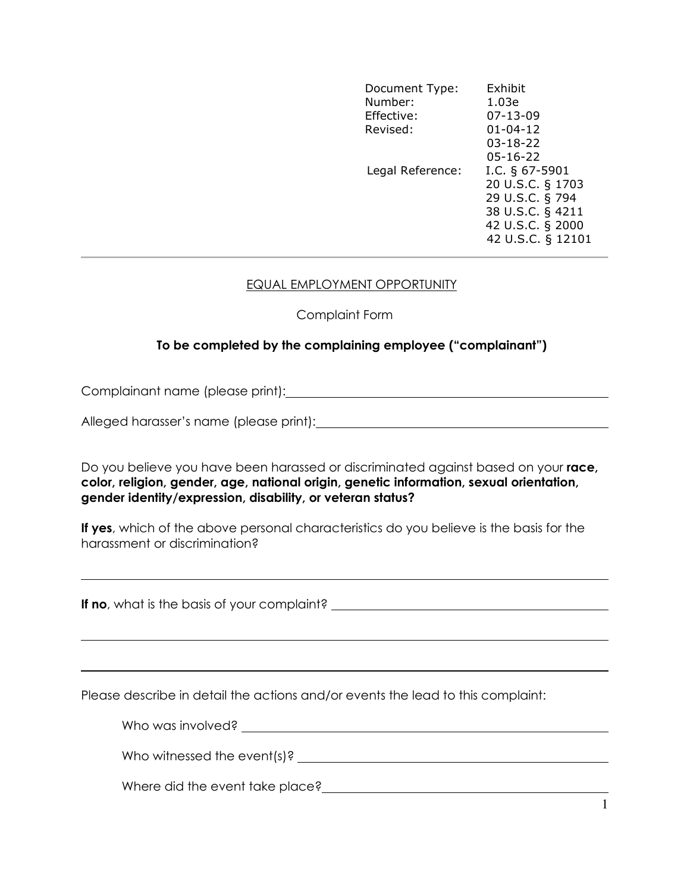| Document Type: | Exhibit |
| --- | --- |
| Number: | 1.03e |
| Effective: | 07-13-09 |
| Revised: | 01-04-12 |
| | 03-18-22 |
| | 05-16-22 |
| Legal Reference: | I.C. § 67-5901 |
| | 20 U.S.C. § 1703 |
| | 29 U.S.C. § 794 |
| | 38 U.S.C. § 4211 |
| | 42 U.S.C. § 2000 |
| | 42 U.S.C. § 12101 |

---

EQUAL EMPLOYMENT OPPORTUNITY

Complaint Form

**To be completed by the complaining employee ("complainant")**

Complainant name (please print): ______________________________

Alleged harasser's name (please print): ______________________________

Do you believe you have been harassed or discriminated against based on your **race, color, religion, gender, age, national origin, genetic information, sexual orientation, gender identity/expression, disability, or veteran status?**

**If yes**, which of the above personal characteristics do you believe is the basis for the harassment or discrimination?

______________________________

**If no**, what is the basis of your complaint? ______________________________

______________________________

______________________________

Please describe in detail the actions and/or events the lead to this complaint:

Who was involved? ______________________________

Who witnessed the event(s)? ______________________________

Where did the event take place? ______________________________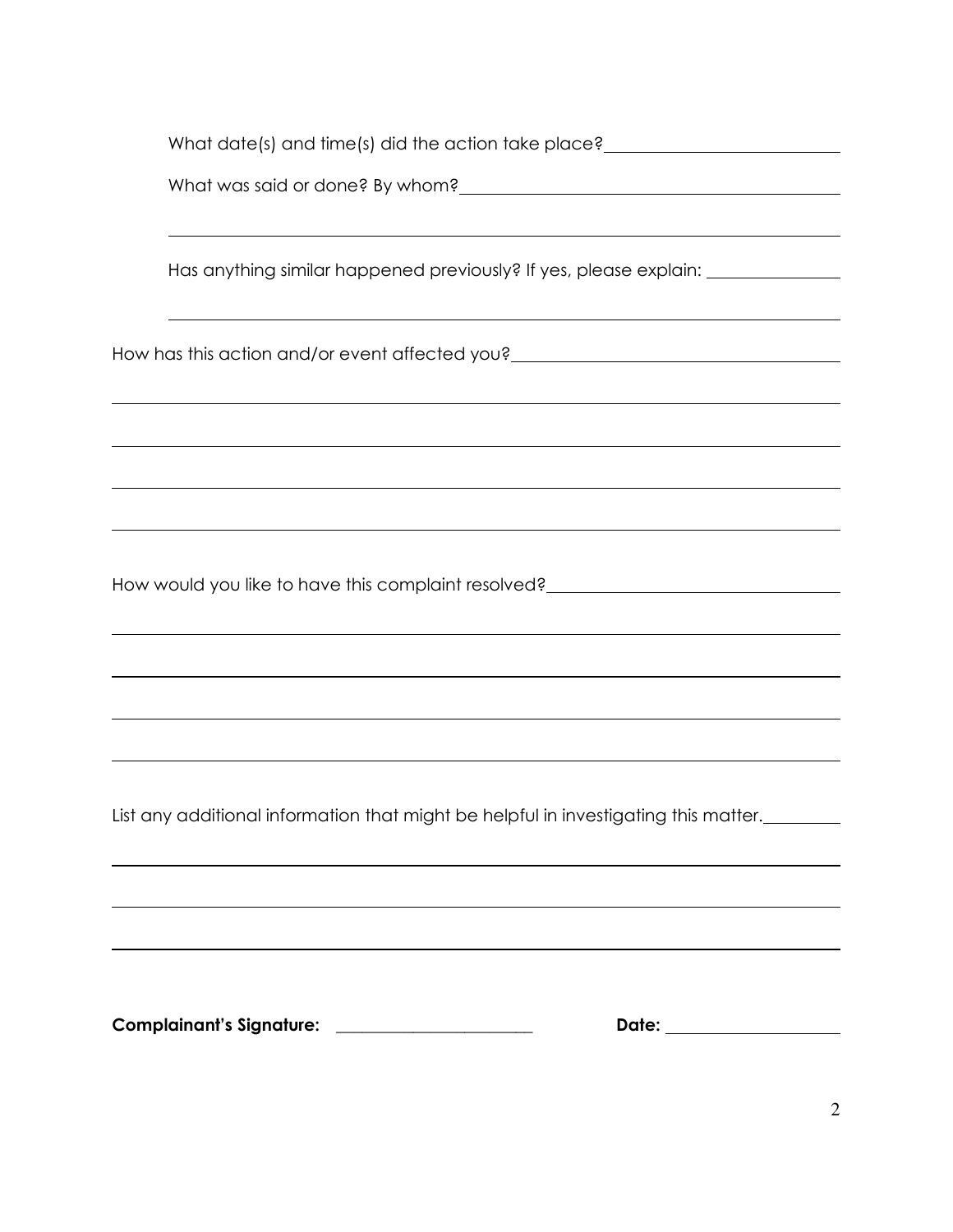What date(s) and time(s) did the action take place?

What was said or done? By whom?

Has anything similar happened previously? If yes, please explain:

How has this action and/or event affected you?

How would you like to have this complaint resolved?

List any additional information that might be helpful in investigating this matter.

**Complainant's Signature:** ______________________ **Date:** ____________________